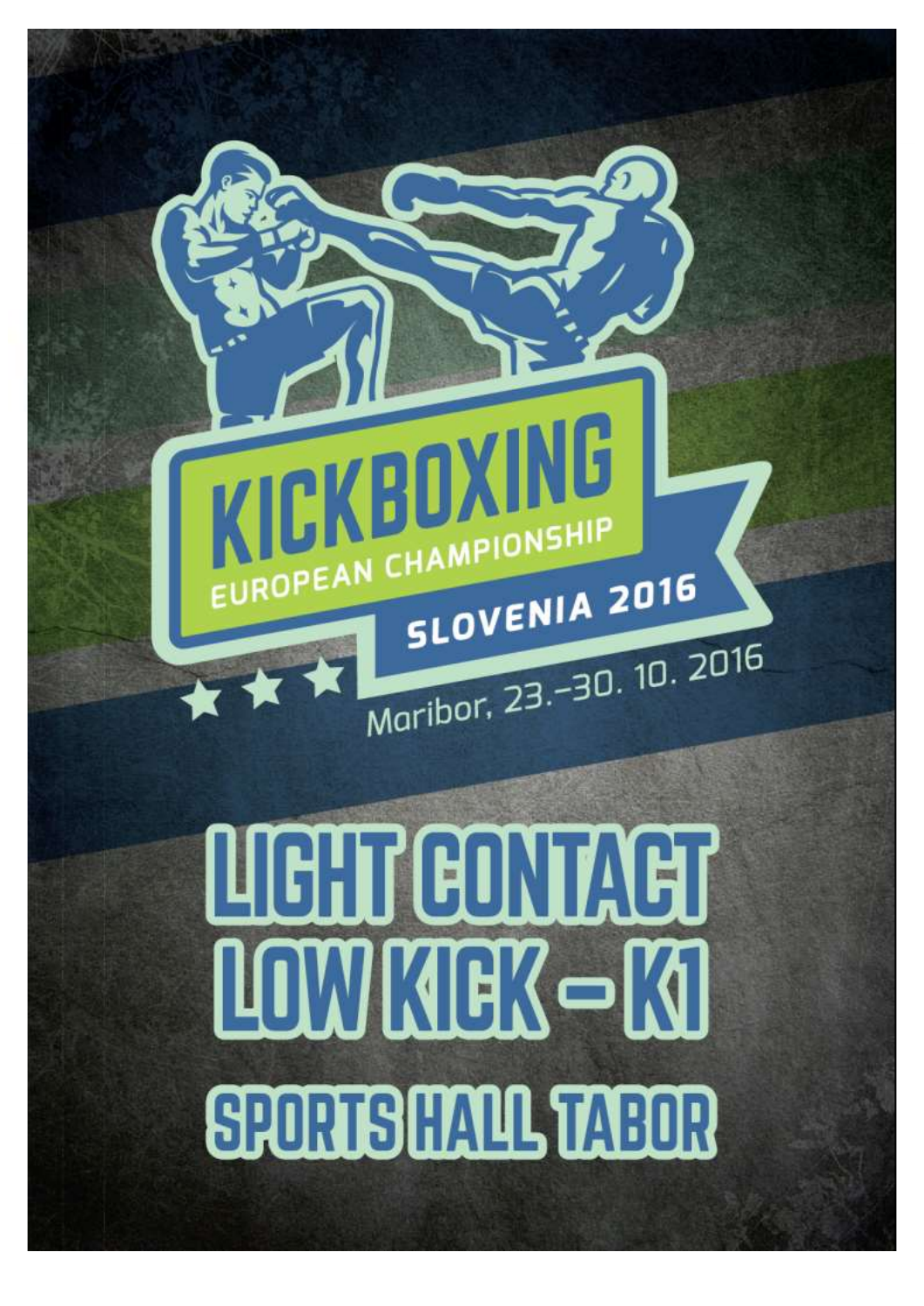# KICKBOXING

## EUROPEAN CHAMPIONSHIP

## SLOVENIA 2016

Maribor, 23.–30. 10. 2016

# LIGHT CONTACT
# LOW KICK – K1
# SPORTS HALL TABOR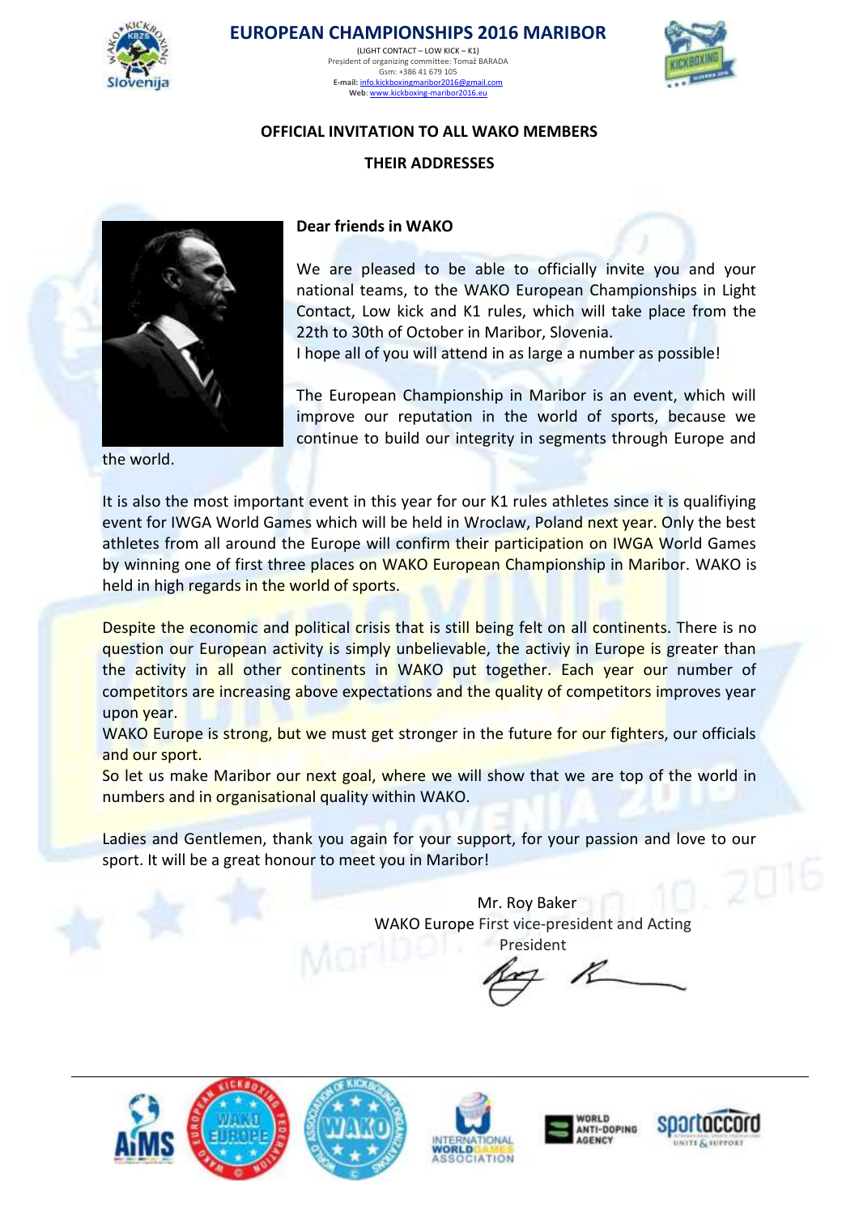# EUROPEAN CHAMPIONSHIPS 2016 MARIBOR

(LIGHT CONTACT – LOW KICK – K1)
President of organizing committee: Tomaž BARADA
Gsm: +386 41 679 105
**E-mail:** info.kickboxingmaribor2016@gmail.com
**Web**: www.kickboxing-maribor2016.eu

**OFFICIAL INVITATION TO ALL WAKO MEMBERS**

**THEIR ADDRESSES**

**Dear friends in WAKO**

We are pleased to be able to officially invite you and your national teams, to the WAKO European Championships in Light Contact, Low kick and K1 rules, which will take place from the 22th to 30th of October in Maribor, Slovenia.
I hope all of you will attend in as large a number as possible!

The European Championship in Maribor is an event, which will improve our reputation in the world of sports, because we continue to build our integrity in segments through Europe and the world.

It is also the most important event in this year for our K1 rules athletes since it is qualifiying event for IWGA World Games which will be held in Wroclaw, Poland next year. Only the best athletes from all around the Europe will confirm their participation on IWGA World Games by winning one of first three places on WAKO European Championship in Maribor. WAKO is held in high regards in the world of sports.

Despite the economic and political crisis that is still being felt on all continents. There is no question our European activity is simply unbelievable, the activiy in Europe is greater than the activity in all other continents in WAKO put together. Each year our number of competitors are increasing above expectations and the quality of competitors improves year upon year.
WAKO Europe is strong, but we must get stronger in the future for our fighters, our officials and our sport.
So let us make Maribor our next goal, where we will show that we are top of the world in numbers and in organisational quality within WAKO.

Ladies and Gentlemen, thank you again for your support, for your passion and love to our sport. It will be a great honour to meet you in Maribor!

Mr. Roy Baker
WAKO Europe First vice-president and Acting President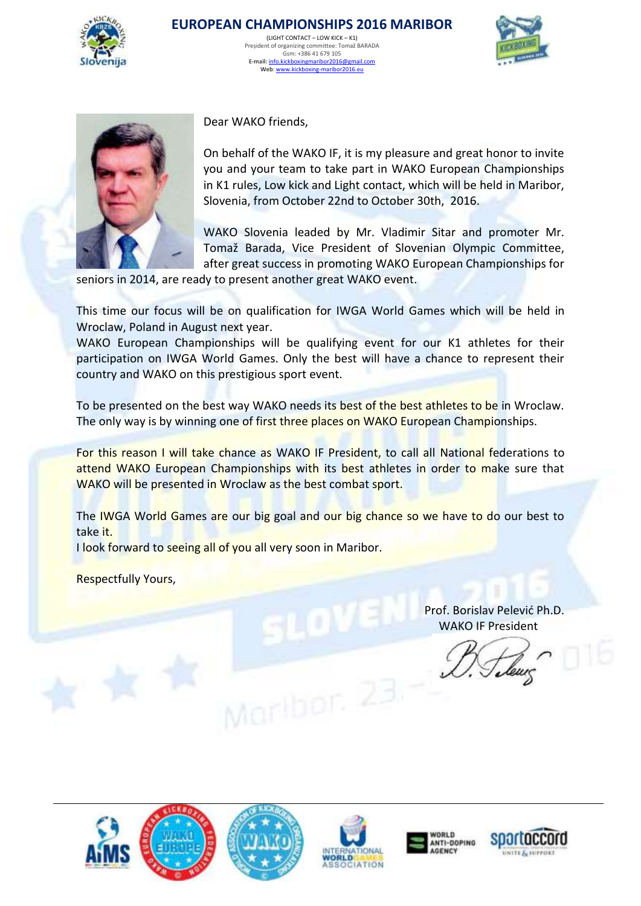# EUROPEAN CHAMPIONSHIPS 2016 MARIBOR

(LIGHT CONTACT – LOW KICK – K1)
President of organizing committee: Tomaž BARADA
Gsm: +386 41 679 105
**E-mail:** info.kickboxingmaribor2016@gmail.com
**Web**: www.kickboxing-maribor2016.eu

Dear WAKO friends,

On behalf of the WAKO IF, it is my pleasure and great honor to invite you and your team to take part in WAKO European Championships in K1 rules, Low kick and Light contact, which will be held in Maribor, Slovenia, from October 22nd to October 30th, 2016.

WAKO Slovenia leaded by Mr. Vladimir Sitar and promoter Mr. Tomaž Barada, Vice President of Slovenian Olympic Committee, after great success in promoting WAKO European Championships for seniors in 2014, are ready to present another great WAKO event.

This time our focus will be on qualification for IWGA World Games which will be held in Wroclaw, Poland in August next year.
WAKO European Championships will be qualifying event for our K1 athletes for their participation on IWGA World Games. Only the best will have a chance to represent their country and WAKO on this prestigious sport event.

To be presented on the best way WAKO needs its best of the best athletes to be in Wroclaw. The only way is by winning one of first three places on WAKO European Championships.

For this reason I will take chance as WAKO IF President, to call all National federations to attend WAKO European Championships with its best athletes in order to make sure that WAKO will be presented in Wroclaw as the best combat sport.

The IWGA World Games are our big goal and our big chance so we have to do our best to take it.
I look forward to seeing all of you all very soon in Maribor.

Respectfully Yours,

Prof. Borislav Pelević Ph.D.
WAKO IF President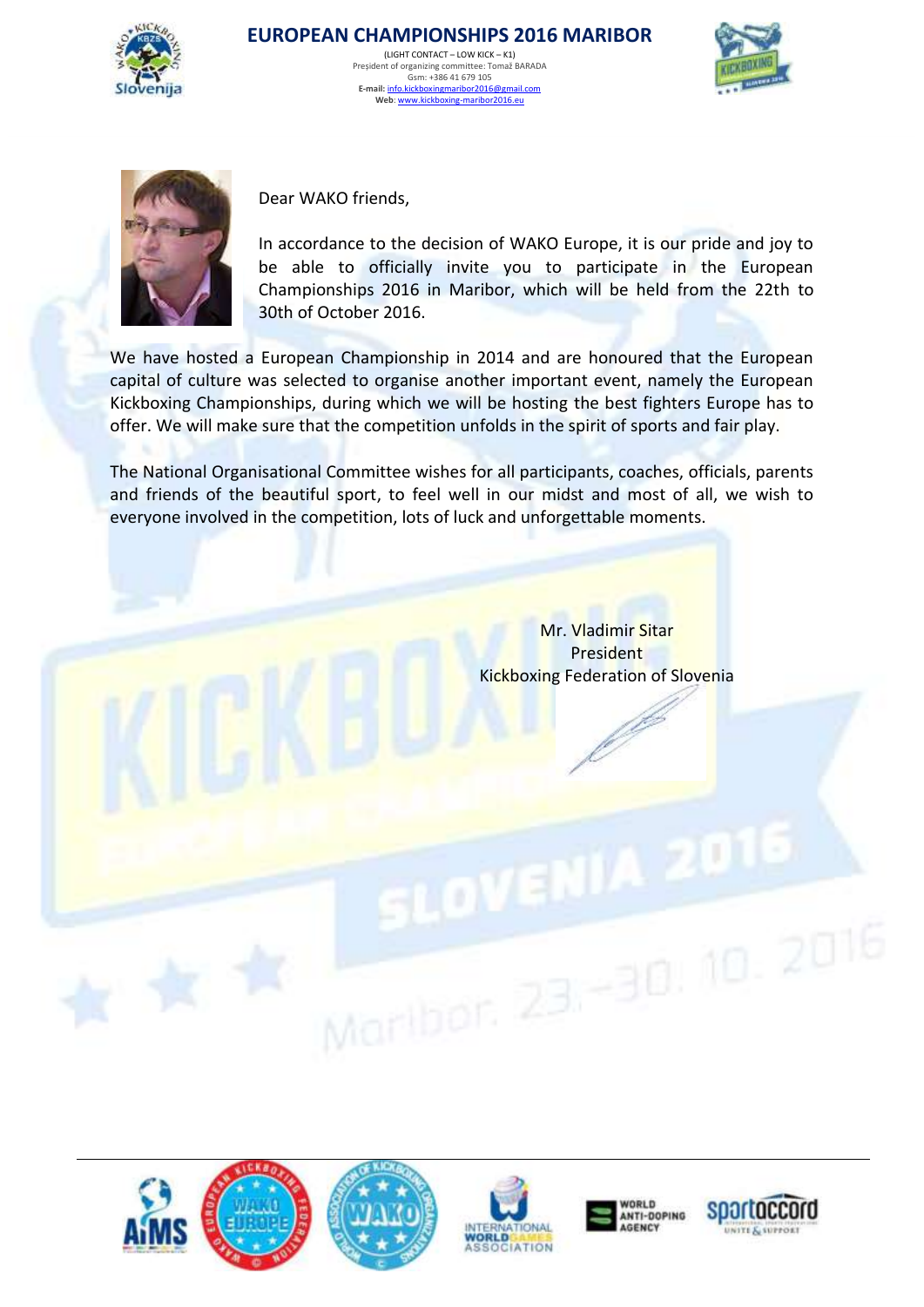# EUROPEAN CHAMPIONSHIPS 2016 MARIBOR

(LIGHT CONTACT – LOW KICK – K1)
President of organizing committee: Tomaž BARADA
Gsm: +386 41 679 105
**E-mail:** info.kickboxingmaribor2016@gmail.com
**Web:** www.kickboxing-maribor2016.eu

Dear WAKO friends,

In accordance to the decision of WAKO Europe, it is our pride and joy to be able to officially invite you to participate in the European Championships 2016 in Maribor, which will be held from the 22th to 30th of October 2016.

We have hosted a European Championship in 2014 and are honoured that the European capital of culture was selected to organise another important event, namely the European Kickboxing Championships, during which we will be hosting the best fighters Europe has to offer. We will make sure that the competition unfolds in the spirit of sports and fair play.

The National Organisational Committee wishes for all participants, coaches, officials, parents and friends of the beautiful sport, to feel well in our midst and most of all, we wish to everyone involved in the competition, lots of luck and unforgettable moments.

Mr. Vladimir Sitar
President
Kickboxing Federation of Slovenia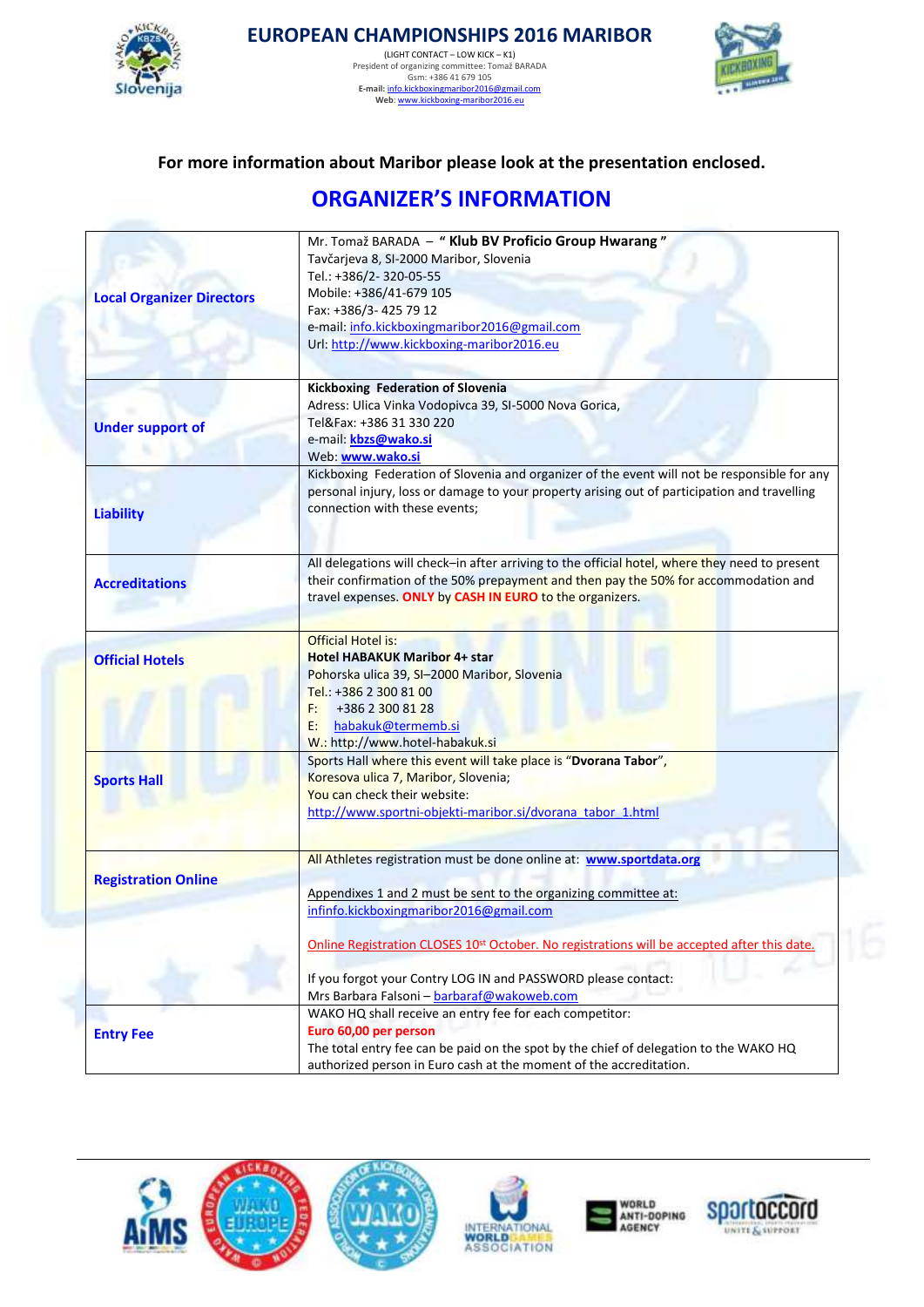# EUROPEAN CHAMPIONSHIPS 2016 MARIBOR

(LIGHT CONTACT – LOW KICK – K1)
President of organizing committee: Tomaž BARADA
Gsm: +386 41 679 105
E-mail: info.kickboxingmaribor2016@gmail.com
Web: www.kickboxing-maribor2016.eu

**For more information about Maribor please look at the presentation enclosed.**

## ORGANIZER'S INFORMATION

| | |
|---|---|
| **Local Organizer Directors** | Mr. Tomaž BARADA – **" Klub BV Proficio Group Hwarang "**<br>Tavčarjeva 8, SI-2000 Maribor, Slovenia<br>Tel.: +386/2- 320-05-55<br>Mobile: +386/41-679 105<br>Fax: +386/3- 425 79 12<br>e-mail: info.kickboxingmaribor2016@gmail.com<br>Url: http://www.kickboxing-maribor2016.eu |
| **Under support of** | **Kickboxing Federation of Slovenia**<br>Adress: Ulica Vinka Vodopivca 39, SI-5000 Nova Gorica,<br>Tel&Fax: +386 31 330 220<br>e-mail: **kbzs@wako.si**<br>Web: **www.wako.si** |
| **Liability** | Kickboxing Federation of Slovenia and organizer of the event will not be responsible for any personal injury, loss or damage to your property arising out of participation and travelling connection with these events; |
| **Accreditations** | All delegations will check–in after arriving to the official hotel, where they need to present their confirmation of the 50% prepayment and then pay the 50% for accommodation and travel expenses. **ONLY** by **CASH IN EURO** to the organizers. |
| **Official Hotels** | Official Hotel is:<br>**Hotel HABAKUK Maribor 4+ star**<br>Pohorska ulica 39, SI–2000 Maribor, Slovenia<br>Tel.: +386 2 300 81 00<br>F: +386 2 300 81 28<br>E: habakuk@termemb.si<br>W.: http://www.hotel-habakuk.si |
| **Sports Hall** | Sports Hall where this event will take place is "**Dvorana Tabor**",<br>Koresova ulica 7, Maribor, Slovenia;<br>You can check their website:<br>http://www.sportni-objekti-maribor.si/dvorana_tabor_1.html |
| **Registration Online** | All Athletes registration must be done online at: **www.sportdata.org**<br><br>Appendixes 1 and 2 must be sent to the organizing committee at:<br>infinfo.kickboxingmaribor2016@gmail.com<br><br>Online Registration CLOSES 10st October. No registrations will be accepted after this date.<br><br>If you forgot your Contry LOG IN and PASSWORD please contact:<br>Mrs Barbara Falsoni – barbaraf@wakoweb.com |
| **Entry Fee** | WAKO HQ shall receive an entry fee for each competitor:<br>**Euro 60,00 per person**<br>The total entry fee can be paid on the spot by the chief of delegation to the WAKO HQ authorized person in Euro cash at the moment of the accreditation. |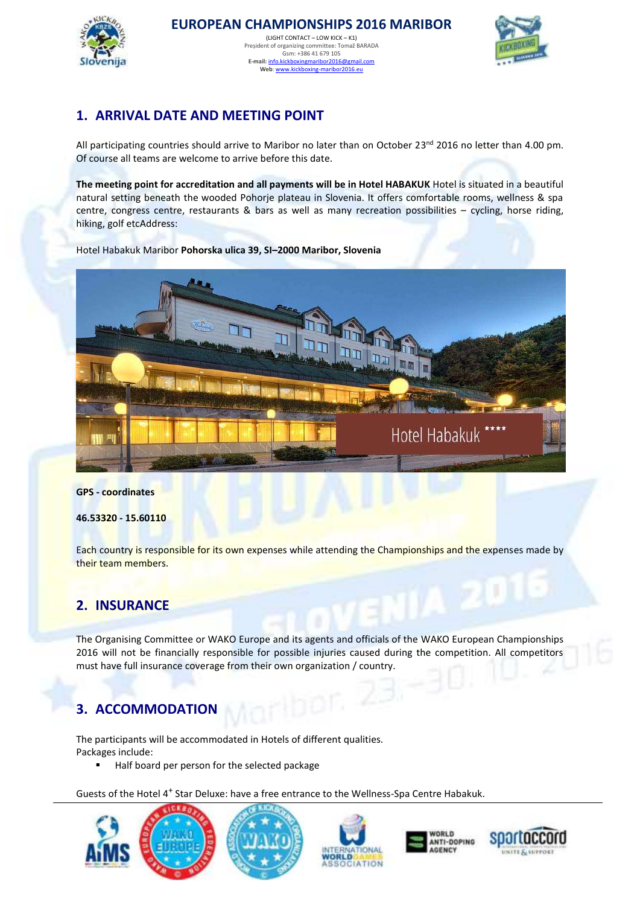## 1. ARRIVAL DATE AND MEETING POINT

All participating countries should arrive to Maribor no later than on October 23rd 2016 no letter than 4.00 pm. Of course all teams are welcome to arrive before this date.

**The meeting point for accreditation and all payments will be in Hotel HABAKUK** Hotel is situated in a beautiful natural setting beneath the wooded Pohorje plateau in Slovenia. It offers comfortable rooms, wellness & spa centre, congress centre, restaurants & bars as well as many recreation possibilities – cycling, horse riding, hiking, golf etcAddress:

Hotel Habakuk Maribor **Pohorska ulica 39, SI–2000 Maribor, Slovenia**

**GPS - coordinates**

**46.53320 - 15.60110**

Each country is responsible for its own expenses while attending the Championships and the expenses made by their team members.

## 2. INSURANCE

The Organising Committee or WAKO Europe and its agents and officials of the WAKO European Championships 2016 will not be financially responsible for possible injuries caused during the competition. All competitors must have full insurance coverage from their own organization / country.

## 3. ACCOMMODATION

The participants will be accommodated in Hotels of different qualities.
Packages include:

- Half board per person for the selected package

Guests of the Hotel 4+ Star Deluxe: have a free entrance to the Wellness-Spa Centre Habakuk.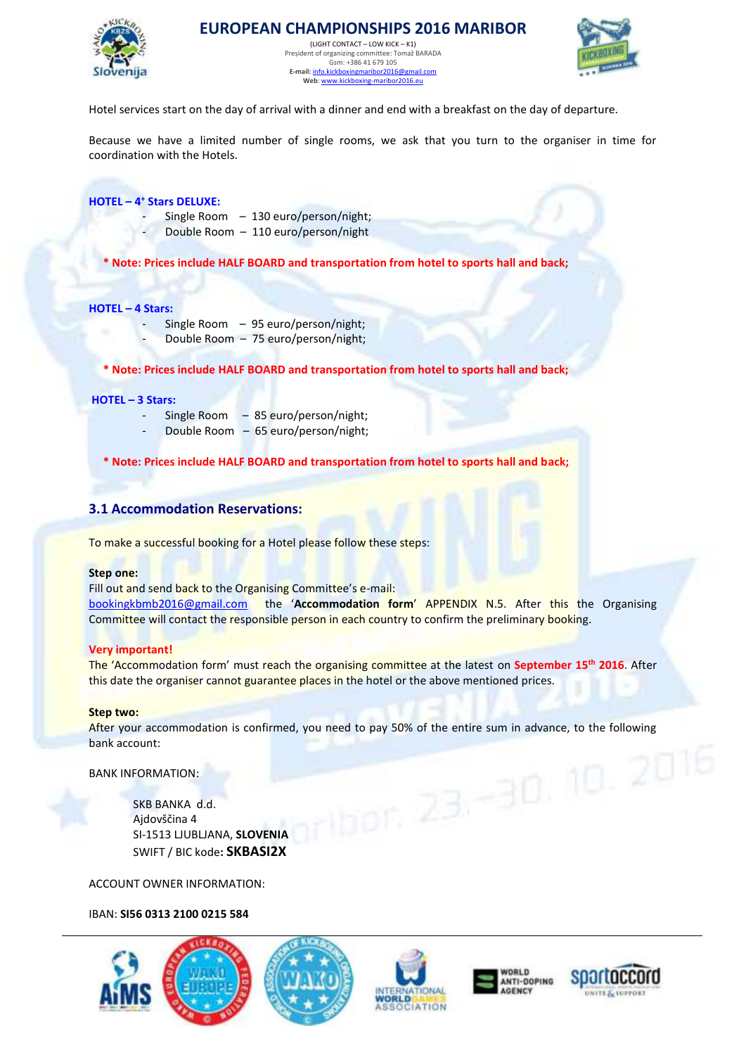Hotel services start on the day of arrival with a dinner and end with a breakfast on the day of departure.

Because we have a limited number of single rooms, we ask that you turn to the organiser in time for coordination with the Hotels.

**HOTEL – 4+ Stars DELUXE:**

- Single Room – 130 euro/person/night;
- Double Room – 110 euro/person/night

**\* Note: Prices include HALF BOARD and transportation from hotel to sports hall and back;**

**HOTEL – 4 Stars:**

- Single Room – 95 euro/person/night;
- Double Room – 75 euro/person/night;

**\* Note: Prices include HALF BOARD and transportation from hotel to sports hall and back;**

**HOTEL – 3 Stars:**

- Single Room – 85 euro/person/night;
- Double Room – 65 euro/person/night;

**\* Note: Prices include HALF BOARD and transportation from hotel to sports hall and back;**

### 3.1 Accommodation Reservations:

To make a successful booking for a Hotel please follow these steps:

**Step one:**
Fill out and send back to the Organising Committee's e-mail:
bookingkbmb2016@gmail.com the '**Accommodation form**' APPENDIX N.5. After this the Organising Committee will contact the responsible person in each country to confirm the preliminary booking.

**Very important!**
The 'Accommodation form' must reach the organising committee at the latest on **September 15th 2016**. After this date the organiser cannot guarantee places in the hotel or the above mentioned prices.

**Step two:**
After your accommodation is confirmed, you need to pay 50% of the entire sum in advance, to the following bank account:

BANK INFORMATION:

SKB BANKA d.d.
Ajdovščina 4
SI-1513 LJUBLJANA, **SLOVENIA**
SWIFT / BIC kode: **SKBASI2X**

ACCOUNT OWNER INFORMATION:

IBAN: **SI56 0313 2100 0215 584**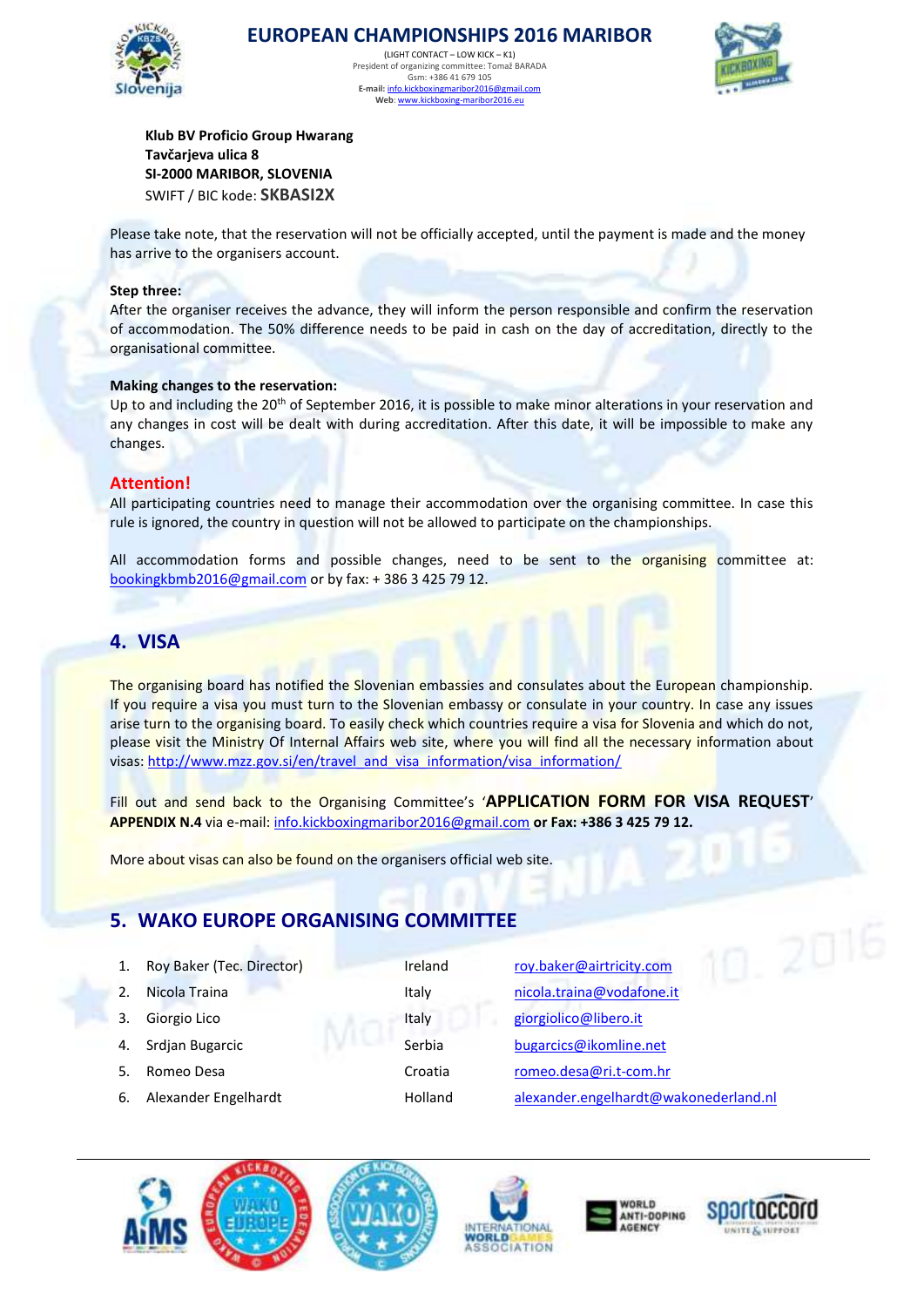**Klub BV Proficio Group Hwarang**
**Tavčarjeva ulica 8**
**SI-2000 MARIBOR, SLOVENIA**
SWIFT / BIC kode: **SKBASI2X**

Please take note, that the reservation will not be officially accepted, until the payment is made and the money has arrive to the organisers account.

**Step three:**
After the organiser receives the advance, they will inform the person responsible and confirm the reservation of accommodation. The 50% difference needs to be paid in cash on the day of accreditation, directly to the organisational committee.

**Making changes to the reservation:**
Up to and including the 20th of September 2016, it is possible to make minor alterations in your reservation and any changes in cost will be dealt with during accreditation. After this date, it will be impossible to make any changes.

**Attention!**
All participating countries need to manage their accommodation over the organising committee. In case this rule is ignored, the country in question will not be allowed to participate on the championships.

All accommodation forms and possible changes, need to be sent to the organising committee at: bookingkbmb2016@gmail.com or by fax: + 386 3 425 79 12.

## 4. VISA

The organising board has notified the Slovenian embassies and consulates about the European championship. If you require a visa you must turn to the Slovenian embassy or consulate in your country. In case any issues arise turn to the organising board. To easily check which countries require a visa for Slovenia and which do not, please visit the Ministry Of Internal Affairs web site, where you will find all the necessary information about visas: http://www.mzz.gov.si/en/travel_and_visa_information/visa_information/

Fill out and send back to the Organising Committee's '**APPLICATION FORM FOR VISA REQUEST**' **APPENDIX N.4** via e-mail: info.kickboxingmaribor2016@gmail.com **or Fax: +386 3 425 79 12.**

More about visas can also be found on the organisers official web site.

## 5. WAKO EUROPE ORGANISING COMMITTEE

1. Roy Baker (Tec. Director) — Ireland — roy.baker@airtricity.com
2. Nicola Traina — Italy — nicola.traina@vodafone.it
3. Giorgio Lico — Italy — giorgiolico@libero.it
4. Srdjan Bugarcic — Serbia — bugarcics@ikomline.net
5. Romeo Desa — Croatia — romeo.desa@ri.t-com.hr
6. Alexander Engelhardt — Holland — alexander.engelhardt@wakonederland.nl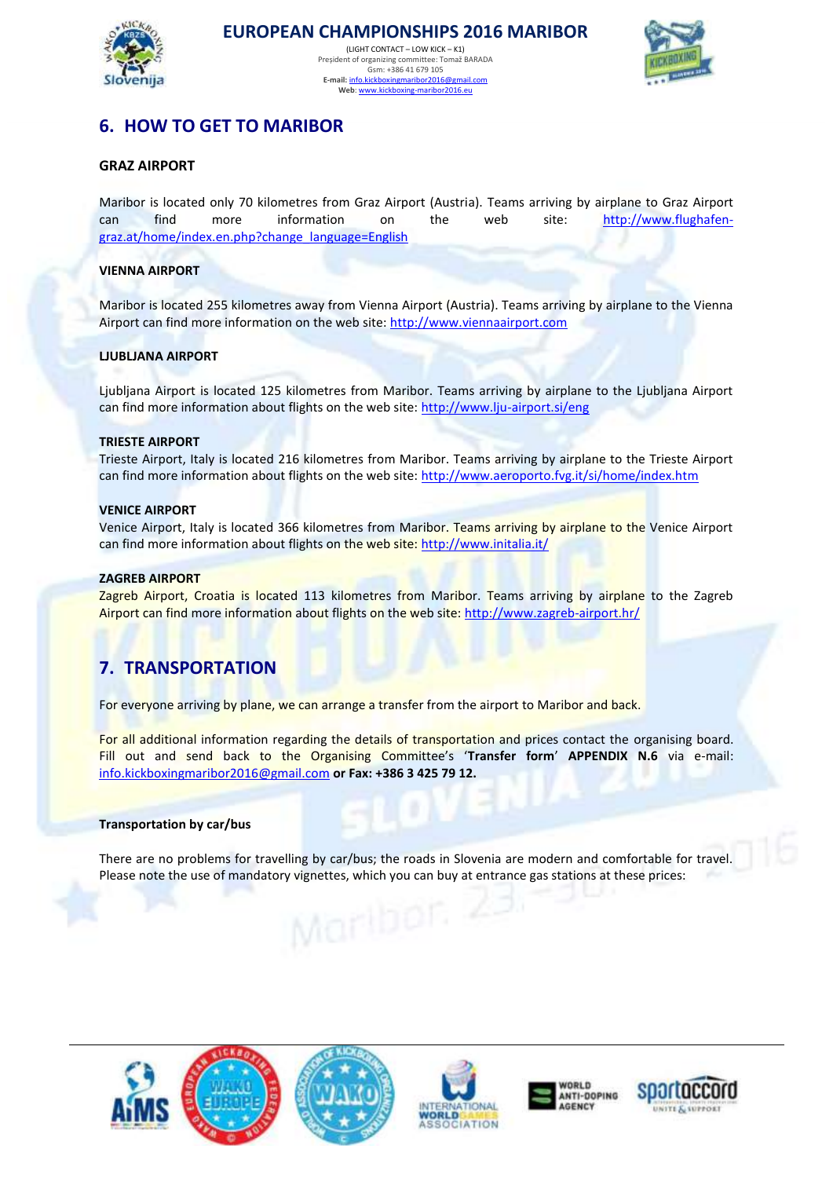## 6. HOW TO GET TO MARIBOR

**GRAZ AIRPORT**

Maribor is located only 70 kilometres from Graz Airport (Austria). Teams arriving by airplane to Graz Airport can find more information on the web site: http://www.flughafen-graz.at/home/index.en.php?change_language=English

**VIENNA AIRPORT**

Maribor is located 255 kilometres away from Vienna Airport (Austria). Teams arriving by airplane to the Vienna Airport can find more information on the web site: http://www.viennaairport.com

**LJUBLJANA AIRPORT**

Ljubljana Airport is located 125 kilometres from Maribor. Teams arriving by airplane to the Ljubljana Airport can find more information about flights on the web site: http://www.lju-airport.si/eng

**TRIESTE AIRPORT**

Trieste Airport, Italy is located 216 kilometres from Maribor. Teams arriving by airplane to the Trieste Airport can find more information about flights on the web site: http://www.aeroporto.fvg.it/si/home/index.htm

**VENICE AIRPORT**

Venice Airport, Italy is located 366 kilometres from Maribor. Teams arriving by airplane to the Venice Airport can find more information about flights on the web site: http://www.initalia.it/

**ZAGREB AIRPORT**

Zagreb Airport, Croatia is located 113 kilometres from Maribor. Teams arriving by airplane to the Zagreb Airport can find more information about flights on the web site: http://www.zagreb-airport.hr/

## 7. TRANSPORTATION

For everyone arriving by plane, we can arrange a transfer from the airport to Maribor and back.

For all additional information regarding the details of transportation and prices contact the organising board. Fill out and send back to the Organising Committee's '**Transfer form**' **APPENDIX N.6** via e-mail: info.kickboxingmaribor2016@gmail.com **or Fax: +386 3 425 79 12.**

**Transportation by car/bus**

There are no problems for travelling by car/bus; the roads in Slovenia are modern and comfortable for travel. Please note the use of mandatory vignettes, which you can buy at entrance gas stations at these prices: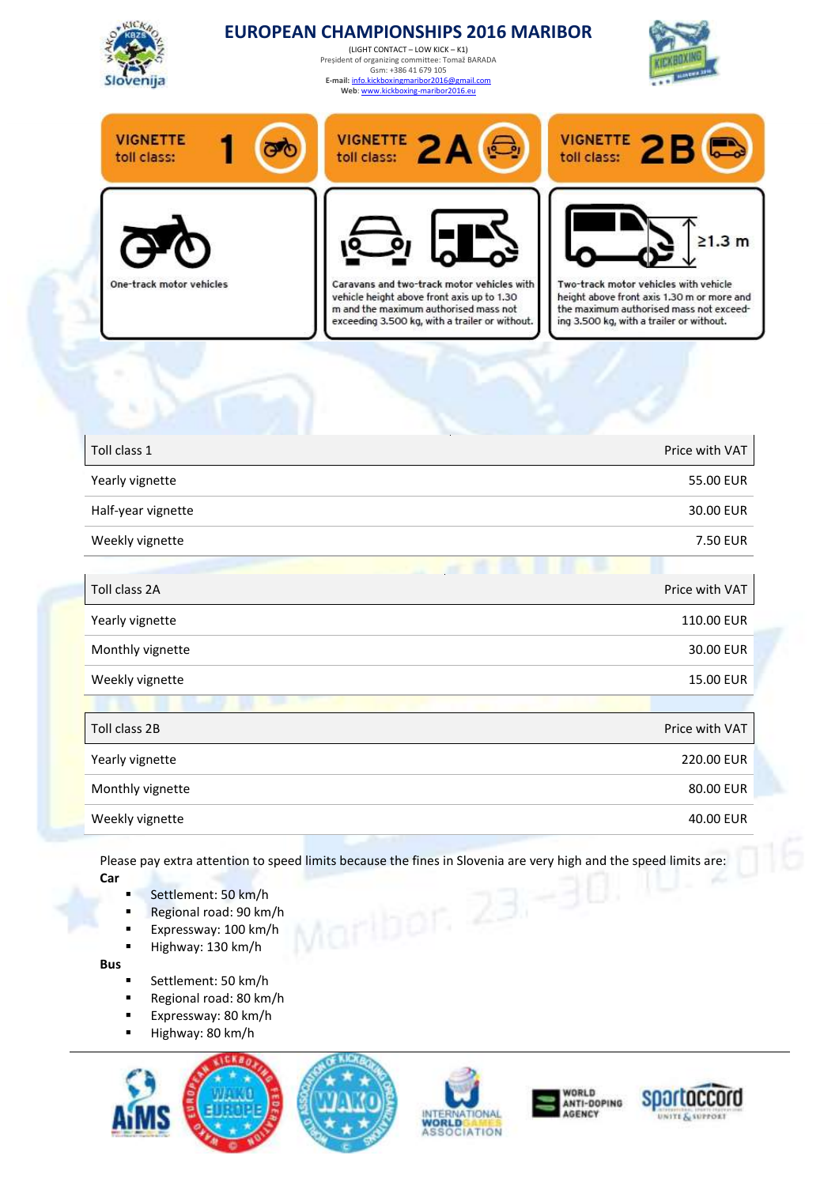# EUROPEAN CHAMPIONSHIPS 2016 MARIBOR

(LIGHT CONTACT – LOW KICK – K1)
President of organizing committee: Tomaž BARADA
Gsm: +386 41 679 105
**E-mail:** info.kickboxingmaribor2016@gmail.com
**Web:** www.kickboxing-maribor2016.eu

**VIGNETTE toll class: 1**
One-track motor vehicles

**VIGNETTE toll class: 2A**
Caravans and two-track motor vehicles with vehicle height above front axis up to 1.30 m and the maximum authorised mass not exceeding 3.500 kg, with a trailer or without.

**VIGNETTE toll class: 2B**
≥1.3 m
Two-track motor vehicles with vehicle height above front axis 1.30 m or more and the maximum authorised mass not exceeding 3.500 kg, with a trailer or without.

| Toll class 1 | Price with VAT |
|---|---|
| Yearly vignette | 55.00 EUR |
| Half-year vignette | 30.00 EUR |
| Weekly vignette | 7.50 EUR |

| Toll class 2A | Price with VAT |
|---|---|
| Yearly vignette | 110.00 EUR |
| Monthly vignette | 30.00 EUR |
| Weekly vignette | 15.00 EUR |

| Toll class 2B | Price with VAT |
|---|---|
| Yearly vignette | 220.00 EUR |
| Monthly vignette | 80.00 EUR |
| Weekly vignette | 40.00 EUR |

Please pay extra attention to speed limits because the fines in Slovenia are very high and the speed limits are:

**Car**

- Settlement: 50 km/h
- Regional road: 90 km/h
- Expressway: 100 km/h
- Highway: 130 km/h

**Bus**

- Settlement: 50 km/h
- Regional road: 80 km/h
- Expressway: 80 km/h
- Highway: 80 km/h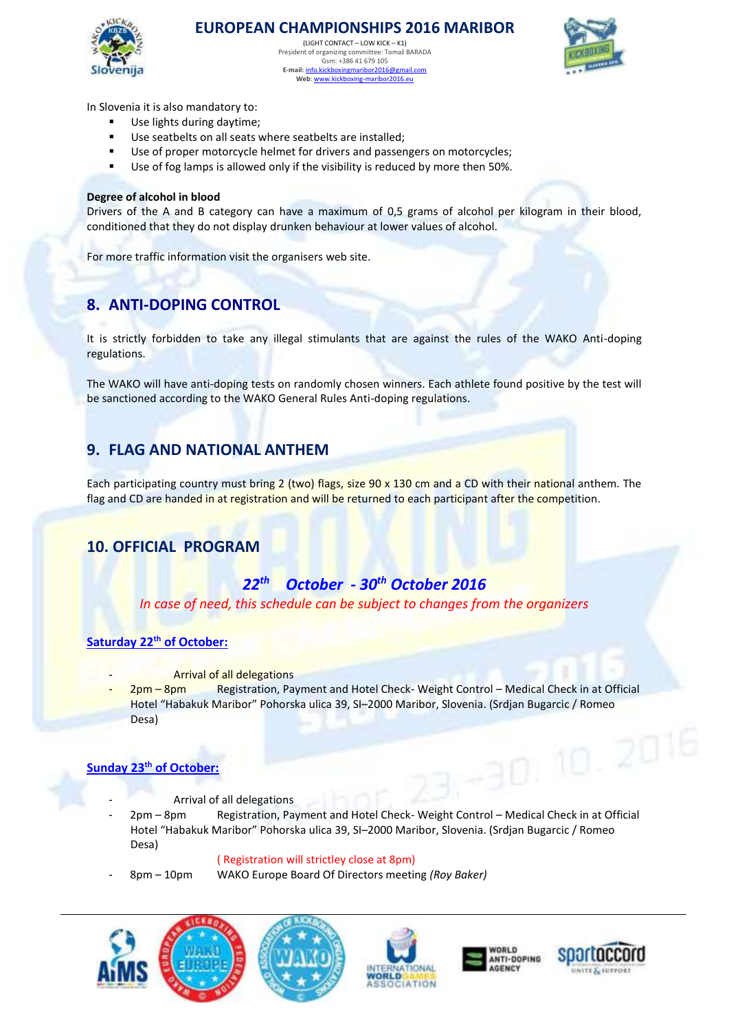In Slovenia it is also mandatory to:

- Use lights during daytime;
- Use seatbelts on all seats where seatbelts are installed;
- Use of proper motorcycle helmet for drivers and passengers on motorcycles;
- Use of fog lamps is allowed only if the visibility is reduced by more then 50%.

**Degree of alcohol in blood**

Drivers of the A and B category can have a maximum of 0,5 grams of alcohol per kilogram in their blood, conditioned that they do not display drunken behaviour at lower values of alcohol.

For more traffic information visit the organisers web site.

## 8. ANTI-DOPING CONTROL

It is strictly forbidden to take any illegal stimulants that are against the rules of the WAKO Anti-doping regulations.

The WAKO will have anti-doping tests on randomly chosen winners. Each athlete found positive by the test will be sanctioned according to the WAKO General Rules Anti-doping regulations.

## 9. FLAG AND NATIONAL ANTHEM

Each participating country must bring 2 (two) flags, size 90 x 130 cm and a CD with their national anthem. The flag and CD are handed in at registration and will be returned to each participant after the competition.

## 10. OFFICIAL PROGRAM

***22th October - 30th October 2016***

*In case of need, this schedule can be subject to changes from the organizers*

**Saturday 22th of October:**

- Arrival of all delegations
- 2pm – 8pm Registration, Payment and Hotel Check- Weight Control – Medical Check in at Official Hotel "Habakuk Maribor" Pohorska ulica 39, SI–2000 Maribor, Slovenia. (Srdjan Bugarcic / Romeo Desa)

**Sunday 23th of October:**

- Arrival of all delegations
- 2pm – 8pm Registration, Payment and Hotel Check- Weight Control – Medical Check in at Official Hotel "Habakuk Maribor" Pohorska ulica 39, SI–2000 Maribor, Slovenia. (Srdjan Bugarcic / Romeo Desa)

  ( Registration will strictley close at 8pm)
- 8pm – 10pm WAKO Europe Board Of Directors meeting *(Roy Baker)*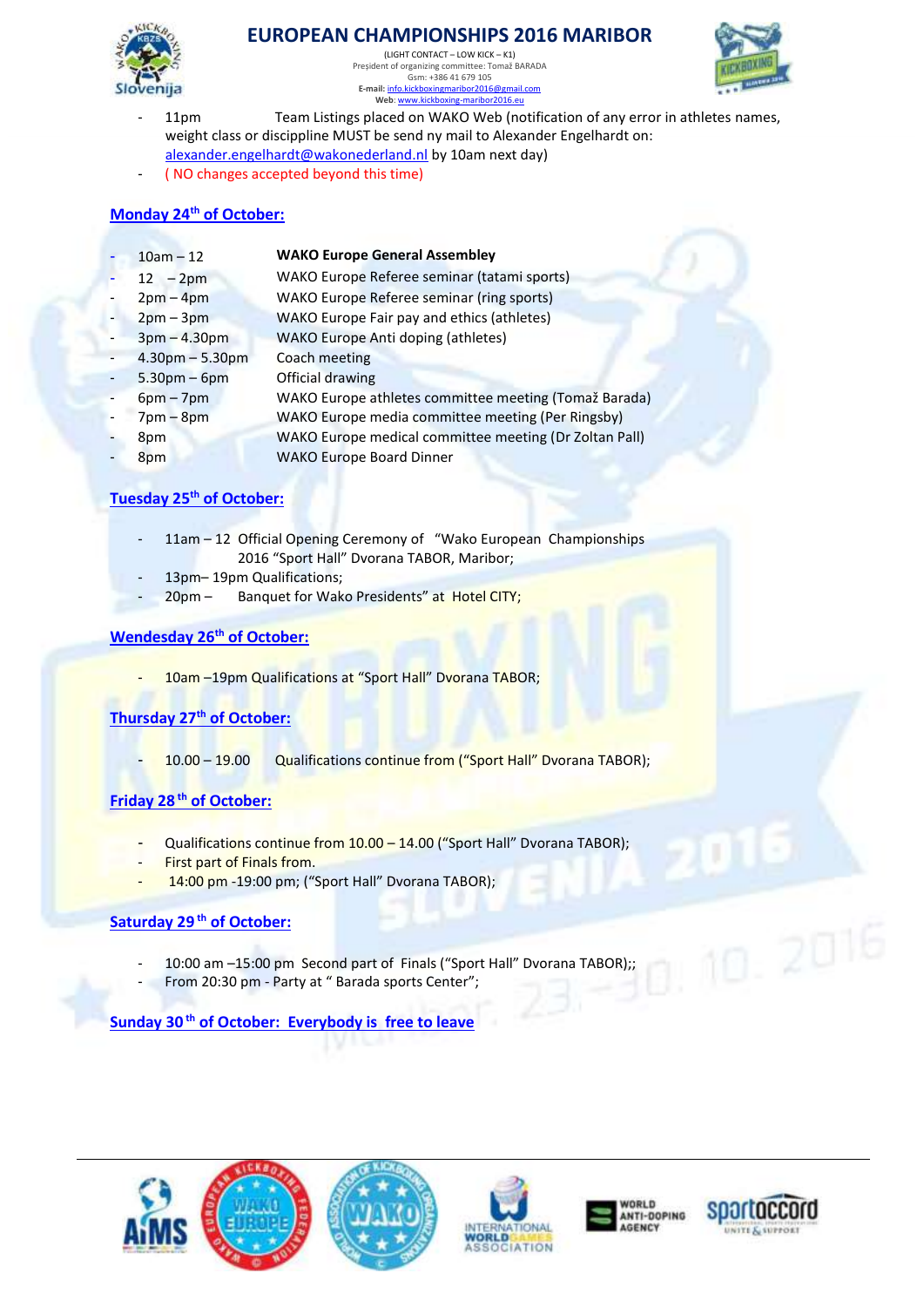- 11pm Team Listings placed on WAKO Web (notification of any error in athletes names, weight class or discippline MUST be send ny mail to Alexander Engelhardt on: alexander.engelhardt@wakonederland.nl by 10am next day)
- ( NO changes accepted beyond this time)

## Monday 24th of October:

- 10am – 12 **WAKO Europe General Assembley**
- 12 – 2pm WAKO Europe Referee seminar (tatami sports)
- 2pm – 4pm WAKO Europe Referee seminar (ring sports)
- 2pm – 3pm WAKO Europe Fair pay and ethics (athletes)
- 3pm – 4.30pm WAKO Europe Anti doping (athletes)
- 4.30pm – 5.30pm Coach meeting
- 5.30pm – 6pm Official drawing
- 6pm – 7pm WAKO Europe athletes committee meeting (Tomaž Barada)
- 7pm – 8pm WAKO Europe media committee meeting (Per Ringsby)
- 8pm WAKO Europe medical committee meeting (Dr Zoltan Pall)
- 8pm WAKO Europe Board Dinner

## Tuesday 25th of October:

- 11am – 12 Official Opening Ceremony of "Wako European Championships 2016 "Sport Hall" Dvorana TABOR, Maribor;
- 13pm– 19pm Qualifications;
- 20pm – Banquet for Wako Presidents" at Hotel CITY;

## Wendesday 26th of October:

- 10am –19pm Qualifications at "Sport Hall" Dvorana TABOR;

## Thursday 27th of October:

- 10.00 – 19.00 Qualifications continue from ("Sport Hall" Dvorana TABOR);

## Friday 28th of October:

- Qualifications continue from 10.00 – 14.00 ("Sport Hall" Dvorana TABOR);
- First part of Finals from.
- 14:00 pm -19:00 pm; ("Sport Hall" Dvorana TABOR);

## Saturday 29th of October:

- 10:00 am –15:00 pm Second part of Finals ("Sport Hall" Dvorana TABOR);;
- From 20:30 pm - Party at " Barada sports Center";

## Sunday 30th of October: Everybody is free to leave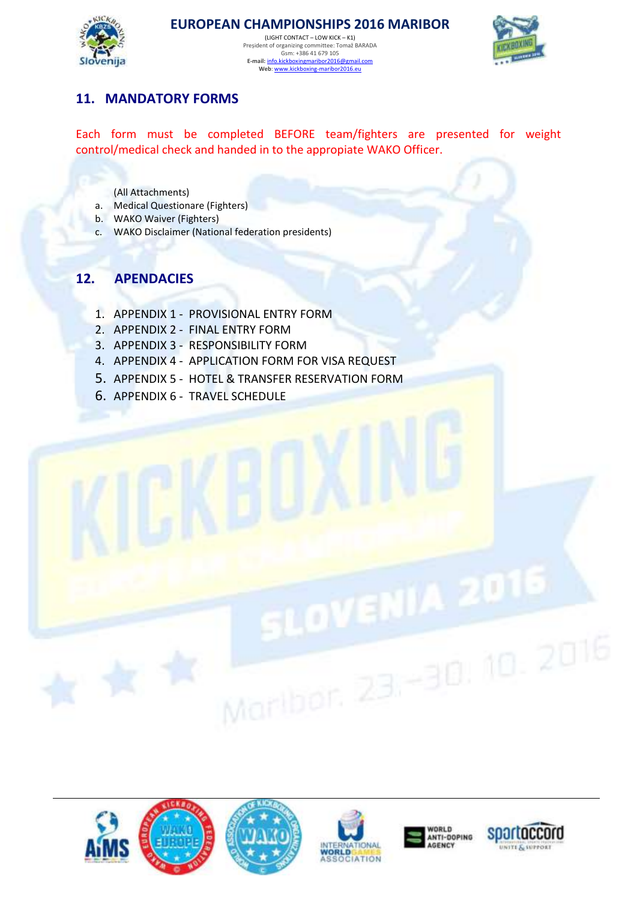## 11. MANDATORY FORMS

Each form must be completed BEFORE team/fighters are presented for weight control/medical check and handed in to the appropiate WAKO Officer.

(All Attachments)

a. Medical Questionare (Fighters)
b. WAKO Waiver (Fighters)
c. WAKO Disclaimer (National federation presidents)

## 12. APENDACIES

1. APPENDIX 1 - PROVISIONAL ENTRY FORM
2. APPENDIX 2 - FINAL ENTRY FORM
3. APPENDIX 3 - RESPONSIBILITY FORM
4. APPENDIX 4 - APPLICATION FORM FOR VISA REQUEST
5. APPENDIX 5 - HOTEL & TRANSFER RESERVATION FORM
6. APPENDIX 6 - TRAVEL SCHEDULE